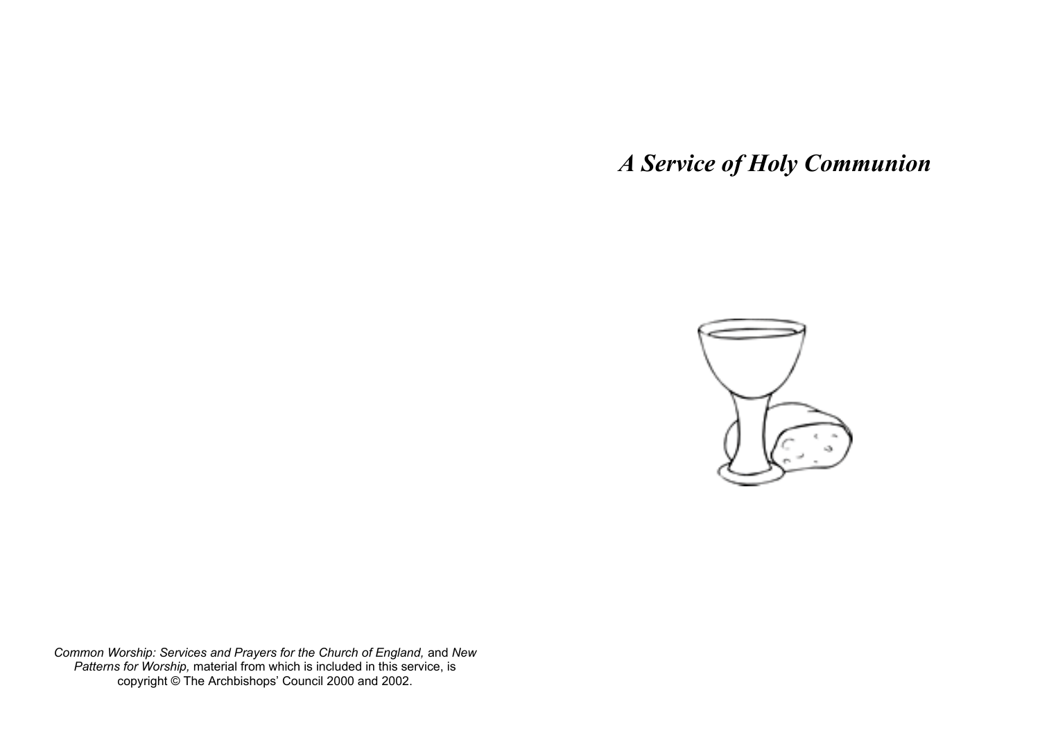# *A Service of Holy Communion*

*Common Worship: Services and Prayers for the Church of England,* and *New Patterns for Worship,* material from which is included in this service, is copyright © The Archbishops' Council 2000 and 2002.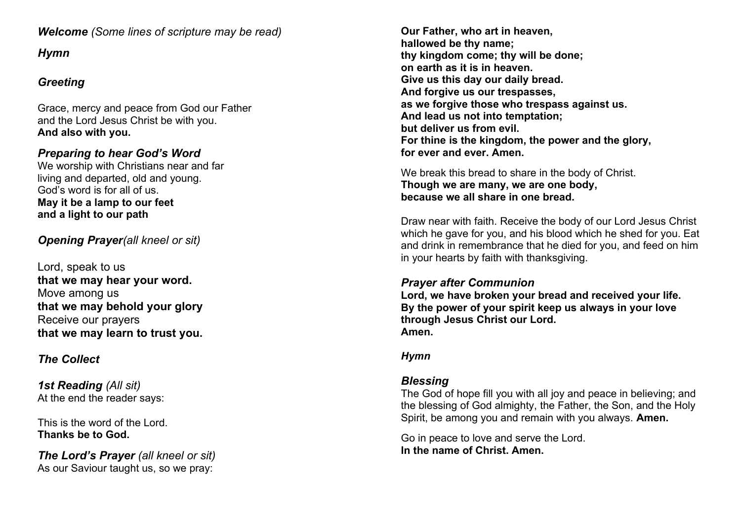***Welcome*** *(Some lines of scripture may be read)*

***Hymn***

***Greeting***

Grace, mercy and peace from God our Father
and the Lord Jesus Christ be with you.
**And also with you.**

***Preparing to hear God's Word***

We worship with Christians near and far
living and departed, old and young.
God's word is for all of us.
**May it be a lamp to our feet**
**and a light to our path**

***Opening Prayer****(all kneel or sit)*

Lord, speak to us
**that we may hear your word.**
Move among us
**that we may behold your glory**
Receive our prayers
**that we may learn to trust you.**

***The Collect***

***1st Reading*** *(All sit)*
At the end the reader says:

This is the word of the Lord.
**Thanks be to God.**

***The Lord's Prayer*** *(all kneel or sit)*
As our Saviour taught us, so we pray:

**Our Father, who art in heaven,**
**hallowed be thy name;**
**thy kingdom come; thy will be done;**
**on earth as it is in heaven.**
**Give us this day our daily bread.**
**And forgive us our trespasses,**
**as we forgive those who trespass against us.**
**And lead us not into temptation;**
**but deliver us from evil.**
**For thine is the kingdom, the power and the glory,**
**for ever and ever. Amen.**

We break this bread to share in the body of Christ.
**Though we are many, we are one body,**
**because we all share in one bread.**

Draw near with faith. Receive the body of our Lord Jesus Christ which he gave for you, and his blood which he shed for you. Eat and drink in remembrance that he died for you, and feed on him in your hearts by faith with thanksgiving.

***Prayer after Communion***

**Lord, we have broken your bread and received your life.**
**By the power of your spirit keep us always in your love**
**through Jesus Christ our Lord.**
**Amen.**

***Hymn***

***Blessing***

The God of hope fill you with all joy and peace in believing; and the blessing of God almighty, the Father, the Son, and the Holy Spirit, be among you and remain with you always. **Amen.**

Go in peace to love and serve the Lord.
**In the name of Christ. Amen.**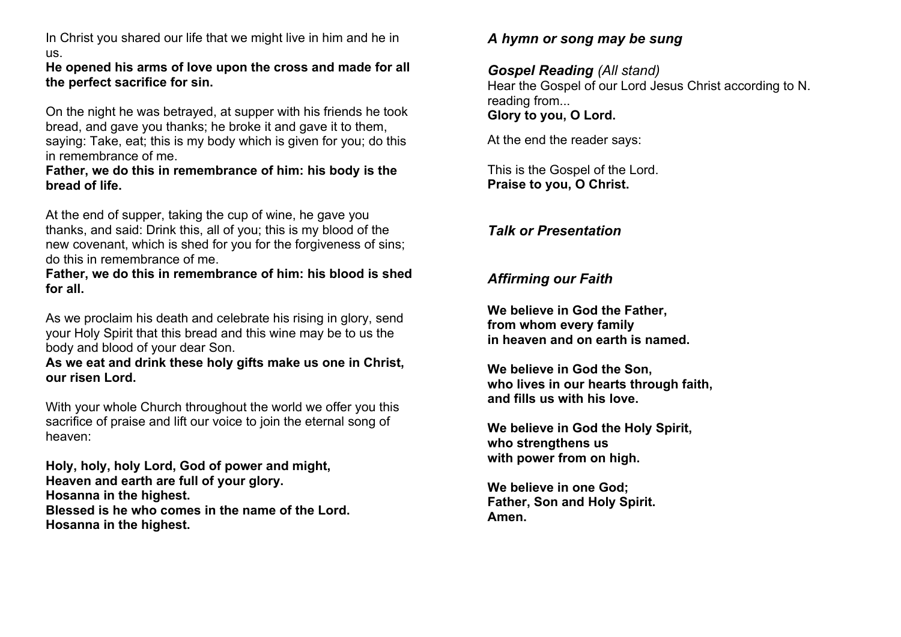In Christ you shared our life that we might live in him and he in us.
**He opened his arms of love upon the cross and made for all the perfect sacrifice for sin.**

On the night he was betrayed, at supper with his friends he took bread, and gave you thanks; he broke it and gave it to them, saying: Take, eat; this is my body which is given for you; do this in remembrance of me.
**Father, we do this in remembrance of him: his body is the bread of life.**

At the end of supper, taking the cup of wine, he gave you thanks, and said: Drink this, all of you; this is my blood of the new covenant, which is shed for you for the forgiveness of sins; do this in remembrance of me.
**Father, we do this in remembrance of him: his blood is shed for all.**

As we proclaim his death and celebrate his rising in glory, send your Holy Spirit that this bread and this wine may be to us the body and blood of your dear Son.
**As we eat and drink these holy gifts make us one in Christ, our risen Lord.**

With your whole Church throughout the world we offer you this sacrifice of praise and lift our voice to join the eternal song of heaven:

**Holy, holy, holy Lord, God of power and might,**
**Heaven and earth are full of your glory.**
**Hosanna in the highest.**
**Blessed is he who comes in the name of the Lord.**
**Hosanna in the highest.**

### *A hymn or song may be sung*

### *Gospel Reading (All stand)*

Hear the Gospel of our Lord Jesus Christ according to N. reading from...
**Glory to you, O Lord.**

At the end the reader says:

This is the Gospel of the Lord.
**Praise to you, O Christ.**

### *Talk or Presentation*

### *Affirming our Faith*

**We believe in God the Father,**
**from whom every family**
**in heaven and on earth is named.**

**We believe in God the Son,**
**who lives in our hearts through faith,**
**and fills us with his love.**

**We believe in God the Holy Spirit,**
**who strengthens us**
**with power from on high.**

**We believe in one God;**
**Father, Son and Holy Spirit.**
**Amen.**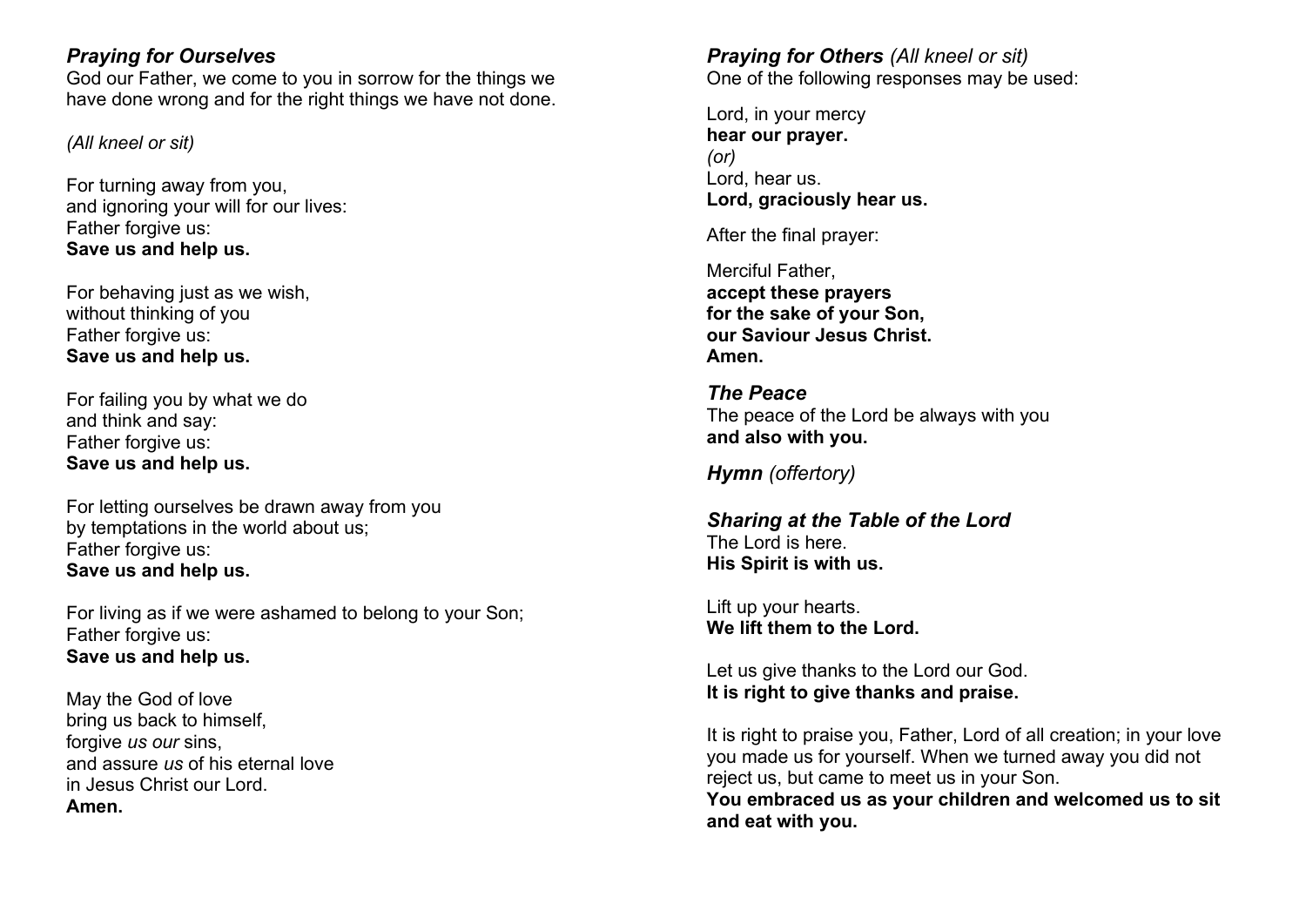### *Praying for Ourselves*

God our Father, we come to you in sorrow for the things we have done wrong and for the right things we have not done.

*(All kneel or sit)*

For turning away from you,
and ignoring your will for our lives:
Father forgive us:
**Save us and help us.**

For behaving just as we wish,
without thinking of you
Father forgive us:
**Save us and help us.**

For failing you by what we do
and think and say:
Father forgive us:
**Save us and help us.**

For letting ourselves be drawn away from you
by temptations in the world about us;
Father forgive us:
**Save us and help us.**

For living as if we were ashamed to belong to your Son;
Father forgive us:
**Save us and help us.**

May the God of love
bring us back to himself,
forgive *us our* sins,
and assure *us* of his eternal love
in Jesus Christ our Lord.
**Amen.**

### *Praying for Others* *(All kneel or sit)*

One of the following responses may be used:

Lord, in your mercy
**hear our prayer.**
*(or)*
Lord, hear us.
**Lord, graciously hear us.**

After the final prayer:

Merciful Father,
**accept these prayers**
**for the sake of your Son,**
**our Saviour Jesus Christ.**
**Amen.**

### *The Peace*

The peace of the Lord be always with you
**and also with you.**

### *Hymn* *(offertory)*

### *Sharing at the Table of the Lord*

The Lord is here.
**His Spirit is with us.**

Lift up your hearts.
**We lift them to the Lord.**

Let us give thanks to the Lord our God.
**It is right to give thanks and praise.**

It is right to praise you, Father, Lord of all creation; in your love you made us for yourself. When we turned away you did not reject us, but came to meet us in your Son.
**You embraced us as your children and welcomed us to sit and eat with you.**